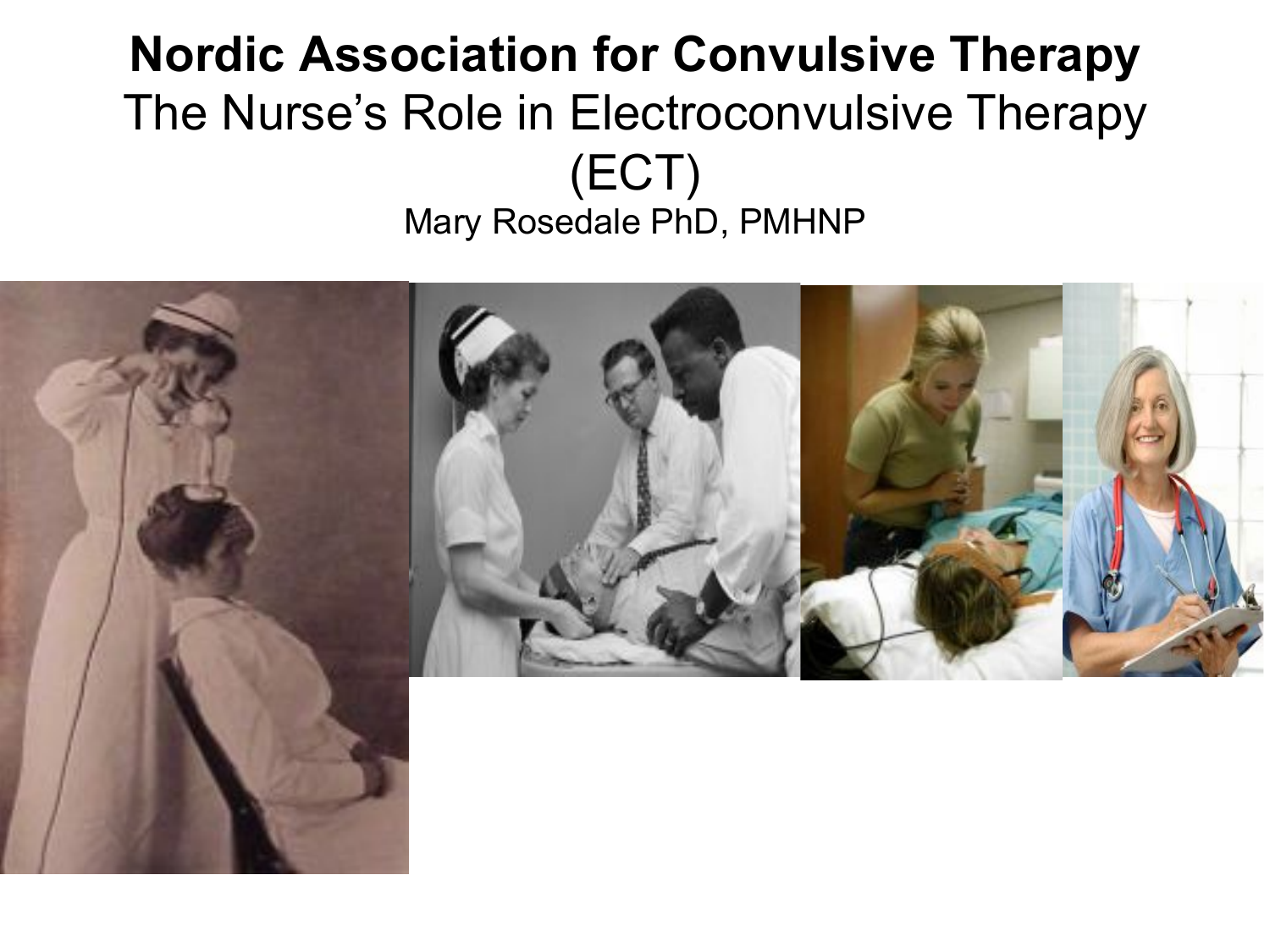# Nordic Association for Convulsive Therapy

## The Nurse's Role in Electroconvulsive Therapy (ECT)

Mary Rosedale PhD, PMHNP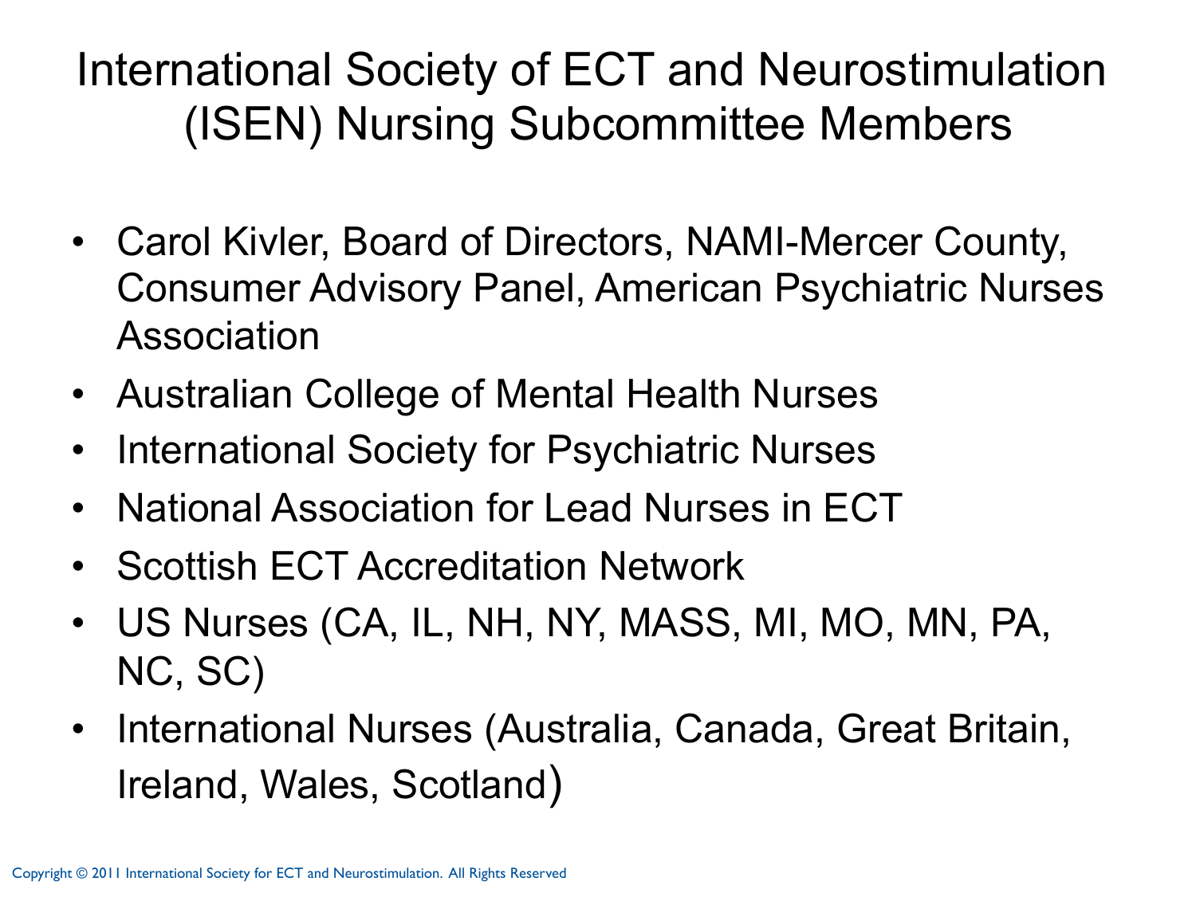# International Society of ECT and Neurostimulation (ISEN) Nursing Subcommittee Members

- Carol Kivler, Board of Directors, NAMI-Mercer County, Consumer Advisory Panel, American Psychiatric Nurses Association
- Australian College of Mental Health Nurses
- International Society for Psychiatric Nurses
- National Association for Lead Nurses in ECT
- Scottish ECT Accreditation Network
- US Nurses (CA, IL, NH, NY, MASS, MI, MO, MN, PA, NC, SC)
- International Nurses (Australia, Canada, Great Britain, Ireland, Wales, Scotland)

Copyright © 2011 International Society for ECT and Neurostimulation. All Rights Reserved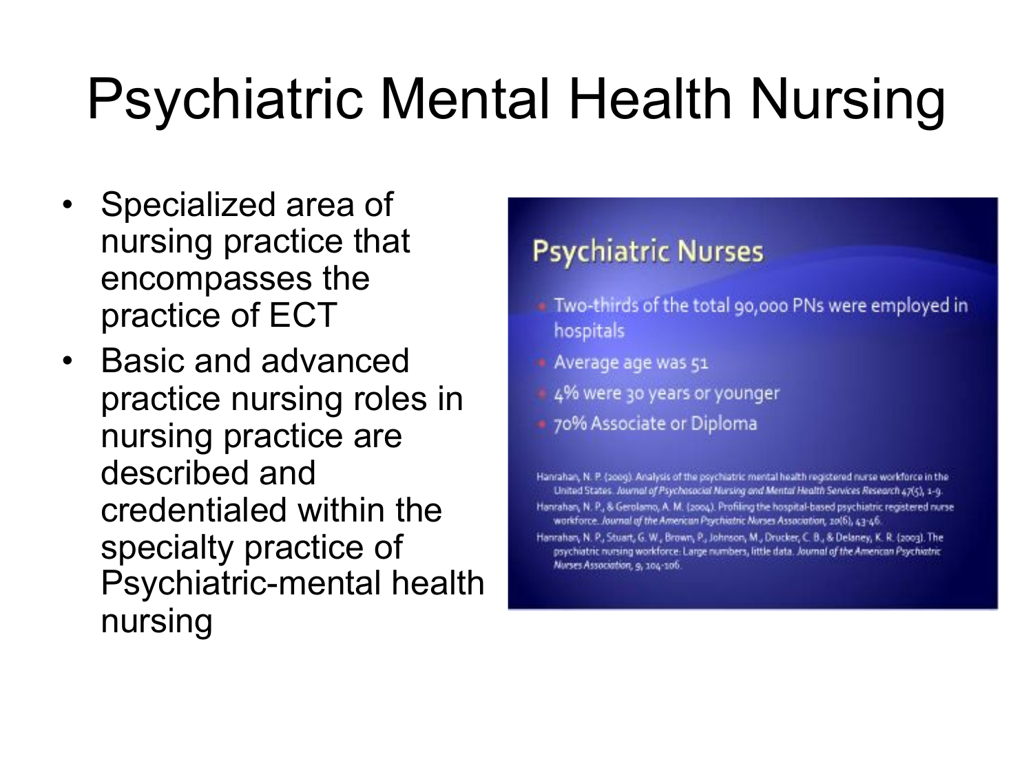# Psychiatric Mental Health Nursing

- Specialized area of nursing practice that encompasses the practice of ECT
- Basic and advanced practice nursing roles in nursing practice are described and credentialed within the specialty practice of Psychiatric-mental health nursing

## Psychiatric Nurses

- Two-thirds of the total 90,000 PNs were employed in hospitals
- Average age was 51
- 4% were 30 years or younger
- 70% Associate or Diploma

Hanrahan, N. P. (2009). Analysis of the psychiatric mental health registered nurse workforce in the United States. *Journal of Psychosocial Nursing and Mental Health Services Research 47*(5), 1-9.

Hanrahan, N. P., & Gerolamo, A. M. (2004). Profiling the hospital-based psychiatric registered nurse workforce. *Journal of the American Psychiatric Nurses Association, 10*(6), 43-46.

Hanrahan, N. P., Stuart, G. W., Brown, P., Johnson, M., Drucker, C. B., & Delaney, K. R. (2003). The psychiatric nursing workforce: Large numbers, little data. *Journal of the American Psychiatric Nurses Association, 9*, 104-106.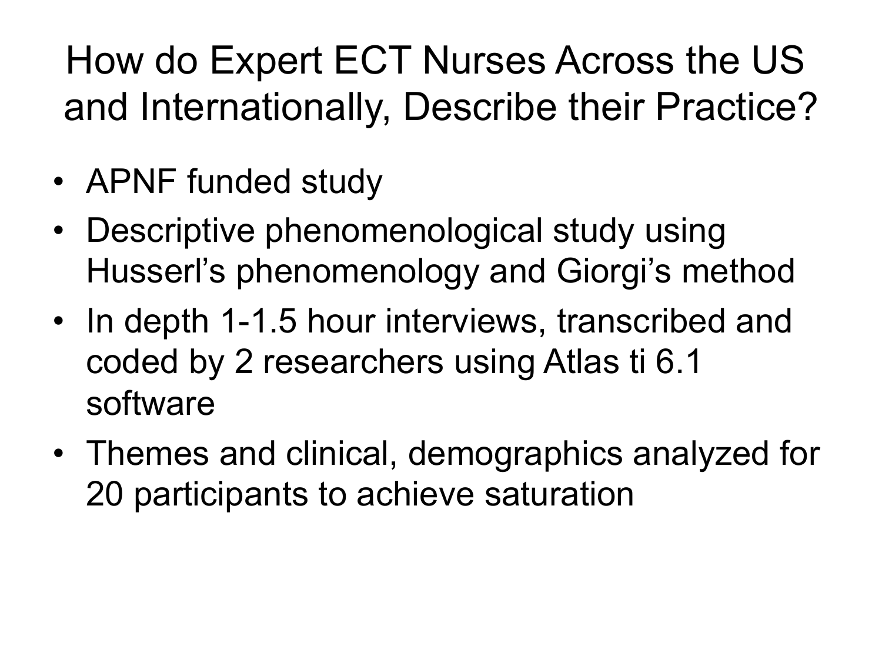# How do Expert ECT Nurses Across the US and Internationally, Describe their Practice?

- APNF funded study
- Descriptive phenomenological study using Husserl’s phenomenology and Giorgi’s method
- In depth 1-1.5 hour interviews, transcribed and coded by 2 researchers using Atlas ti 6.1 software
- Themes and clinical, demographics analyzed for 20 participants to achieve saturation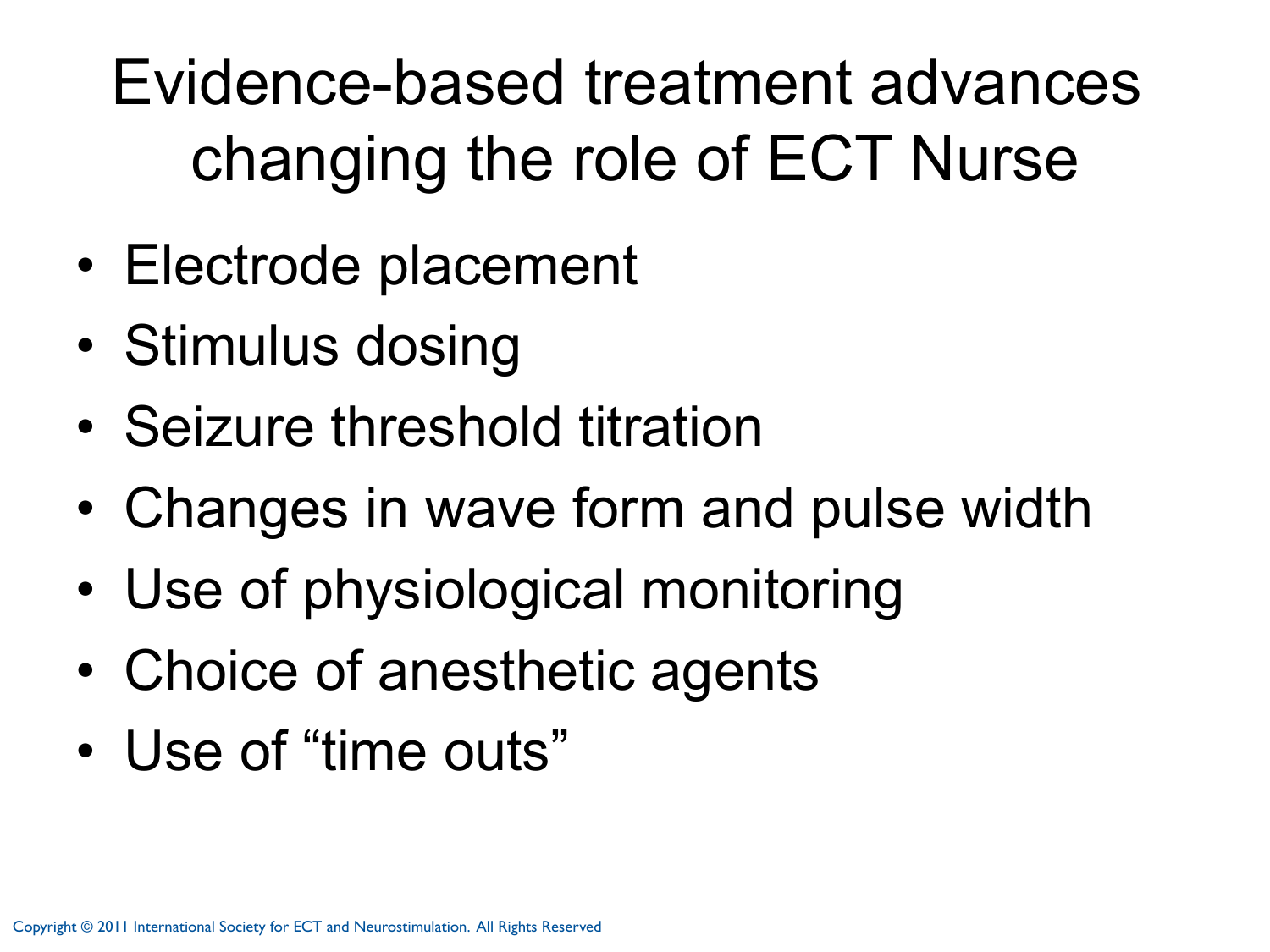# Evidence-based treatment advances changing the role of ECT Nurse

- Electrode placement
- Stimulus dosing
- Seizure threshold titration
- Changes in wave form and pulse width
- Use of physiological monitoring
- Choice of anesthetic agents
- Use of "time outs"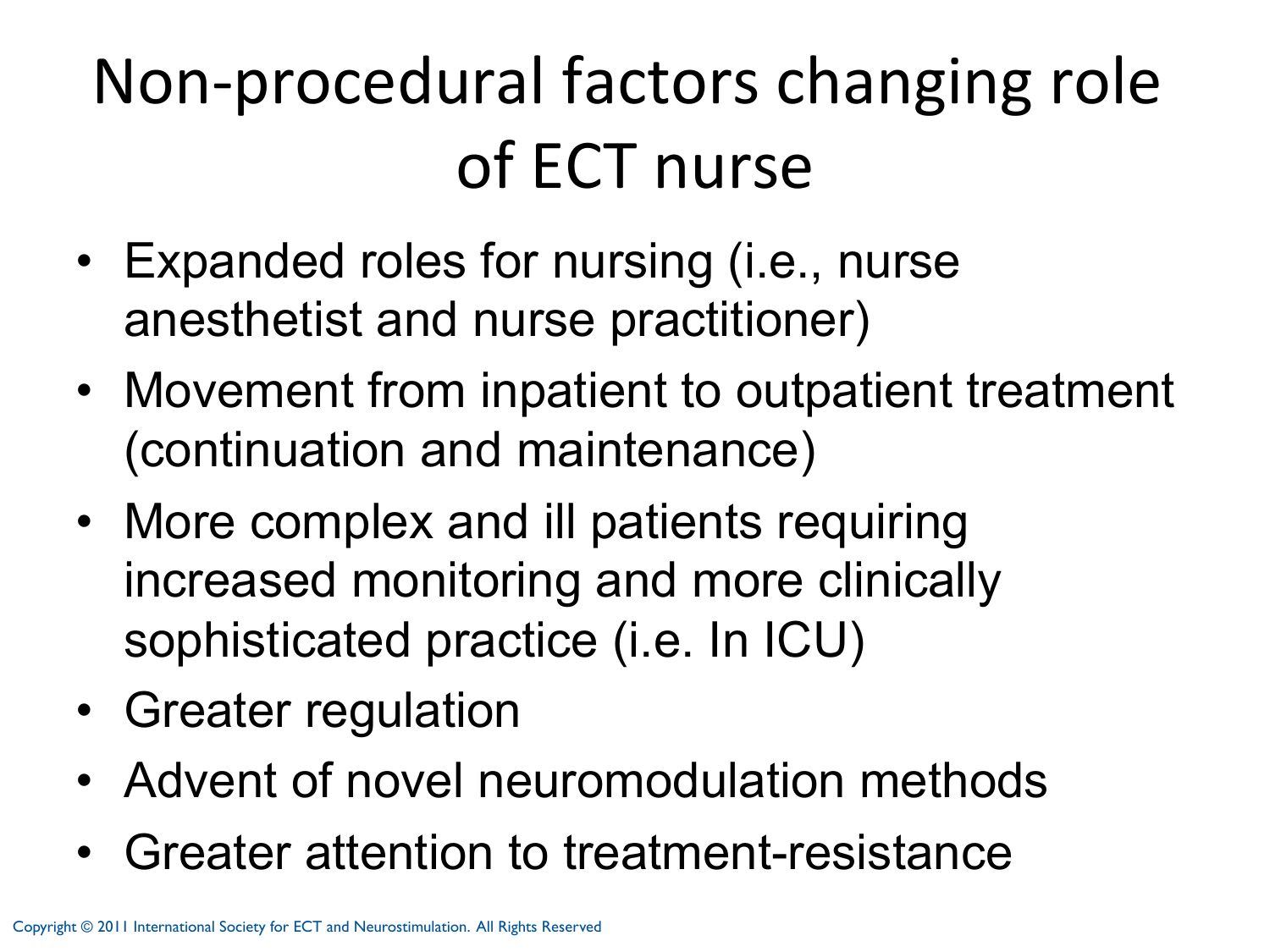# Non-procedural factors changing role of ECT nurse

- Expanded roles for nursing (i.e., nurse anesthetist and nurse practitioner)
- Movement from inpatient to outpatient treatment (continuation and maintenance)
- More complex and ill patients requiring increased monitoring and more clinically sophisticated practice (i.e. In ICU)
- Greater regulation
- Advent of novel neuromodulation methods
- Greater attention to treatment-resistance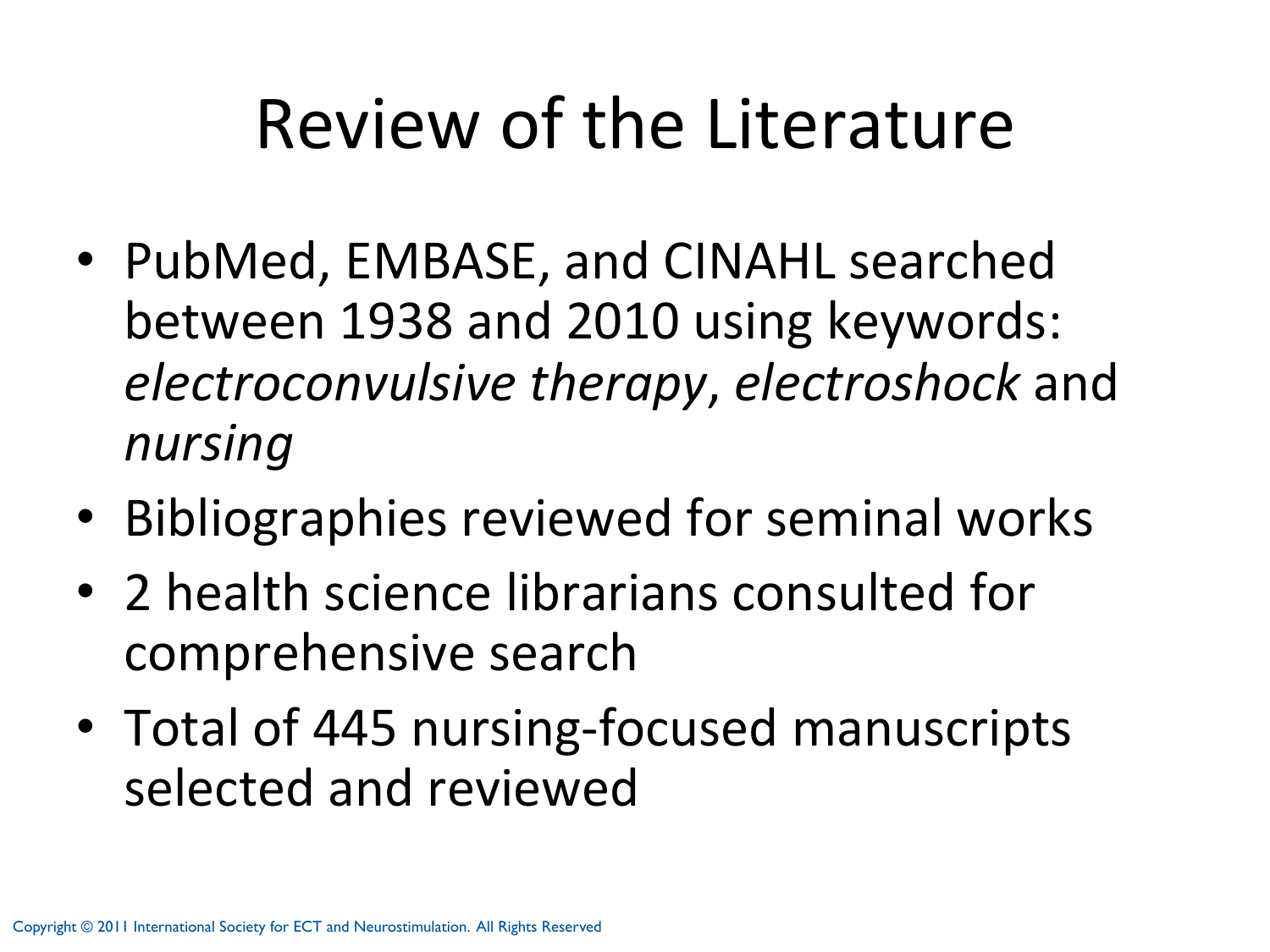# Review of the Literature

- PubMed, EMBASE, and CINAHL searched between 1938 and 2010 using keywords: *electroconvulsive therapy*, *electroshock* and *nursing*
- Bibliographies reviewed for seminal works
- 2 health science librarians consulted for comprehensive search
- Total of 445 nursing-focused manuscripts selected and reviewed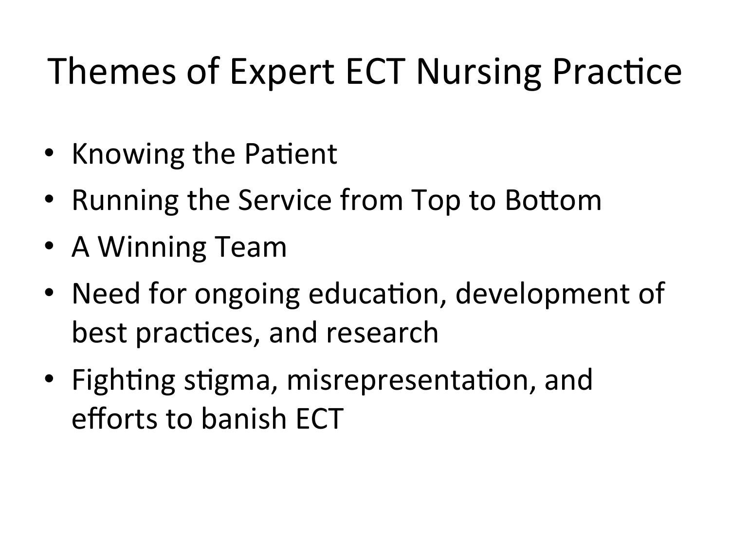# Themes of Expert ECT Nursing Practice

- Knowing the Patient
- Running the Service from Top to Bottom
- A Winning Team
- Need for ongoing education, development of best practices, and research
- Fighting stigma, misrepresentation, and efforts to banish ECT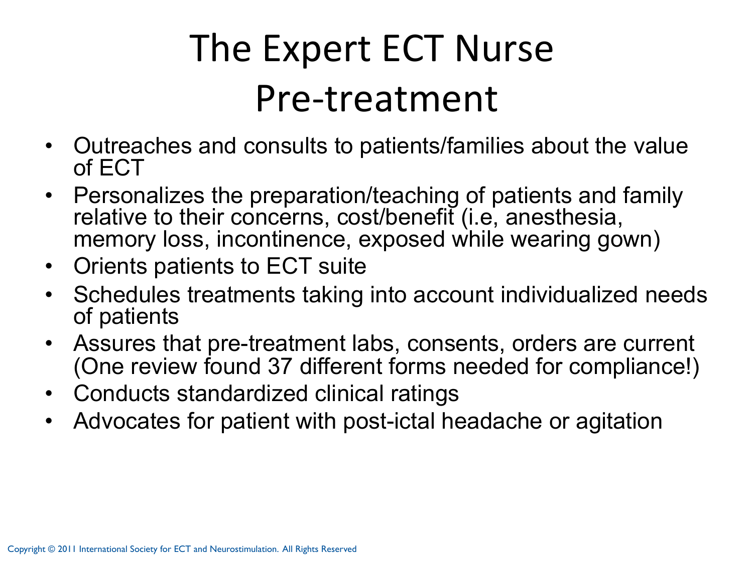# The Expert ECT Nurse
## Pre-treatment

- Outreaches and consults to patients/families about the value of ECT
- Personalizes the preparation/teaching of patients and family relative to their concerns, cost/benefit (i.e, anesthesia, memory loss, incontinence, exposed while wearing gown)
- Orients patients to ECT suite
- Schedules treatments taking into account individualized needs of patients
- Assures that pre-treatment labs, consents, orders are current (One review found 37 different forms needed for compliance!)
- Conducts standardized clinical ratings
- Advocates for patient with post-ictal headache or agitation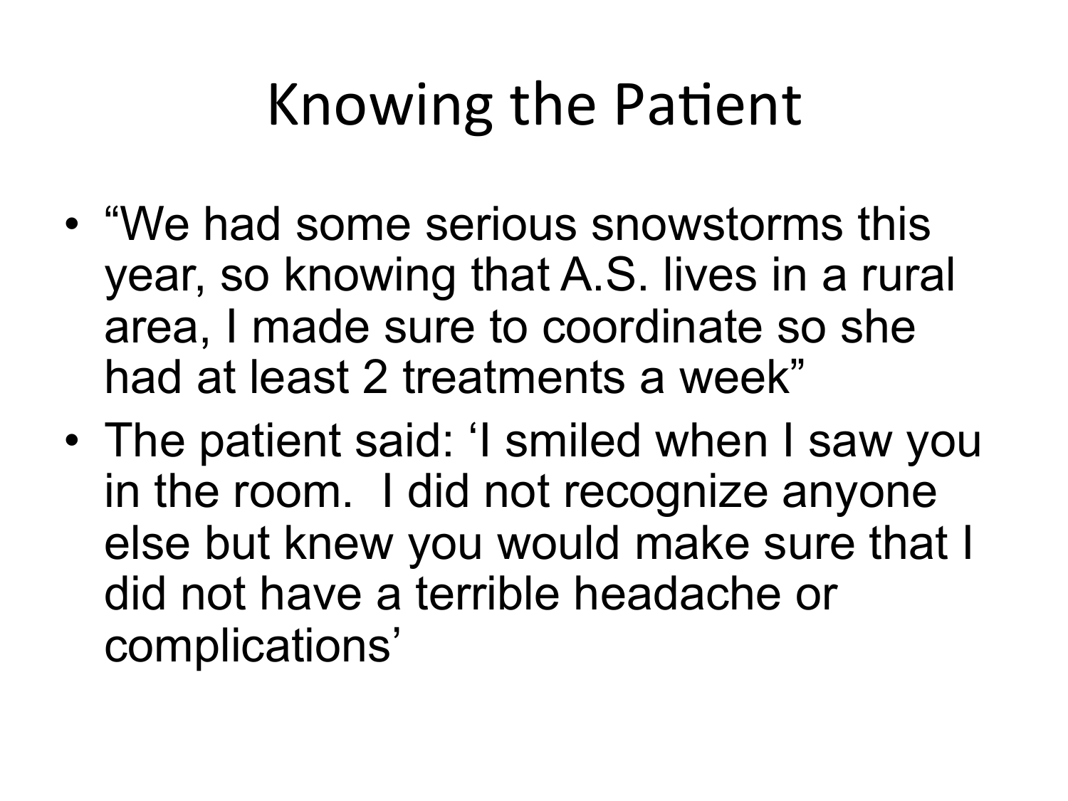# Knowing the Patient

- "We had some serious snowstorms this year, so knowing that A.S. lives in a rural area, I made sure to coordinate so she had at least 2 treatments a week"
- The patient said: 'I smiled when I saw you in the room. I did not recognize anyone else but knew you would make sure that I did not have a terrible headache or complications'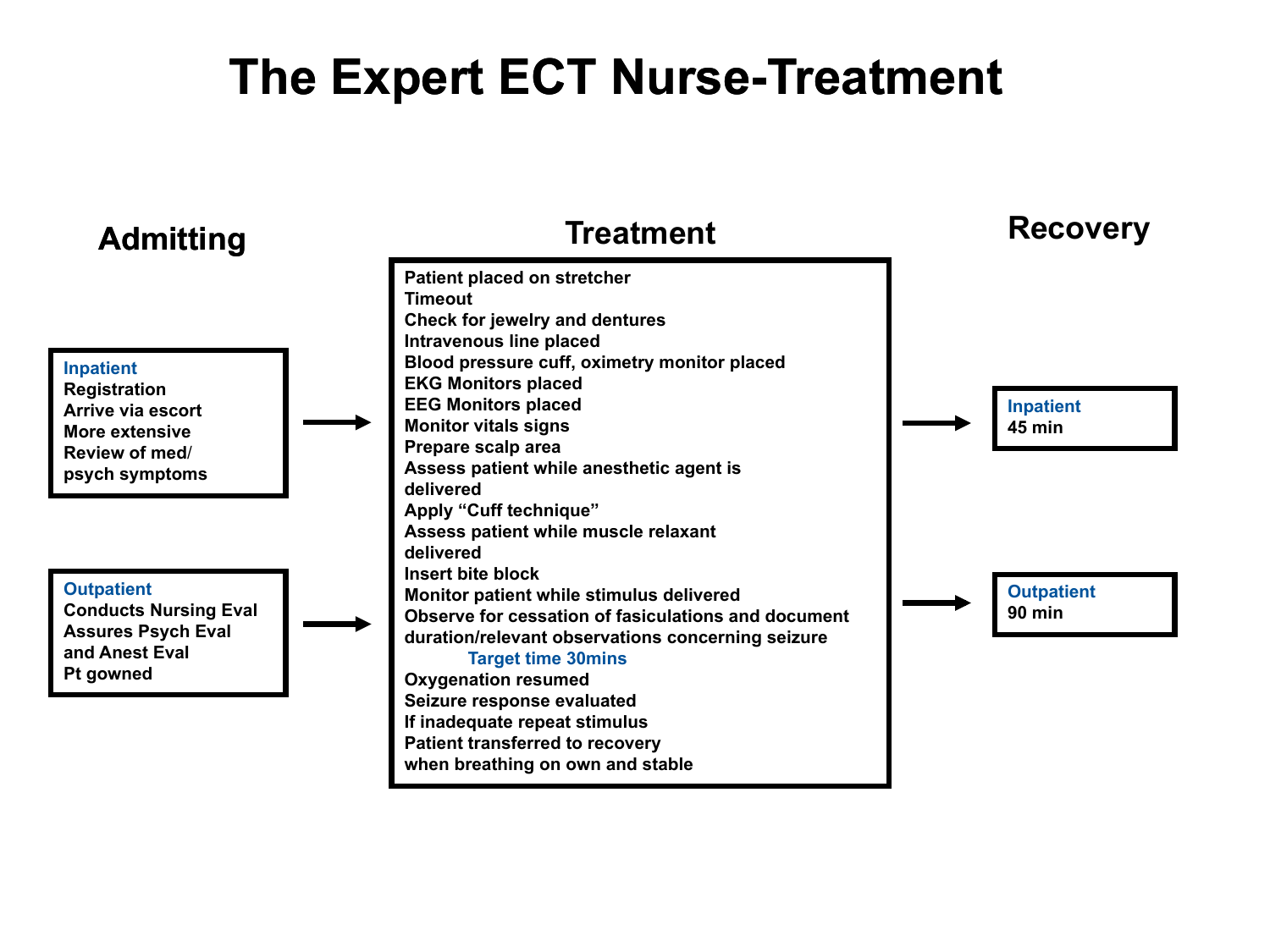# The Expert ECT Nurse-Treatment

## Admitting

**Inpatient**
- Registration
- Arrive via escort
- More extensive
- Review of med/ psych symptoms

**Outpatient**
- Conducts Nursing Eval
- Assures Psych Eval and Anest Eval
- Pt gowned

## Treatment

- Patient placed on stretcher
- Timeout
- Check for jewelry and dentures
- Intravenous line placed
- Blood pressure cuff, oximetry monitor placed
- EKG Monitors placed
- EEG Monitors placed
- Monitor vitals signs
- Prepare scalp area
- Assess patient while anesthetic agent is delivered
- Apply "Cuff technique"
- Assess patient while muscle relaxant delivered
- Insert bite block
- Monitor patient while stimulus delivered
- Observe for cessation of fasiculations and document duration/relevant observations concerning seizure

Target time 30mins

- Oxygenation resumed
- Seizure response evaluated
- If inadequate repeat stimulus
- Patient transferred to recovery when breathing on own and stable

## Recovery

**Inpatient**
45 min

**Outpatient**
90 min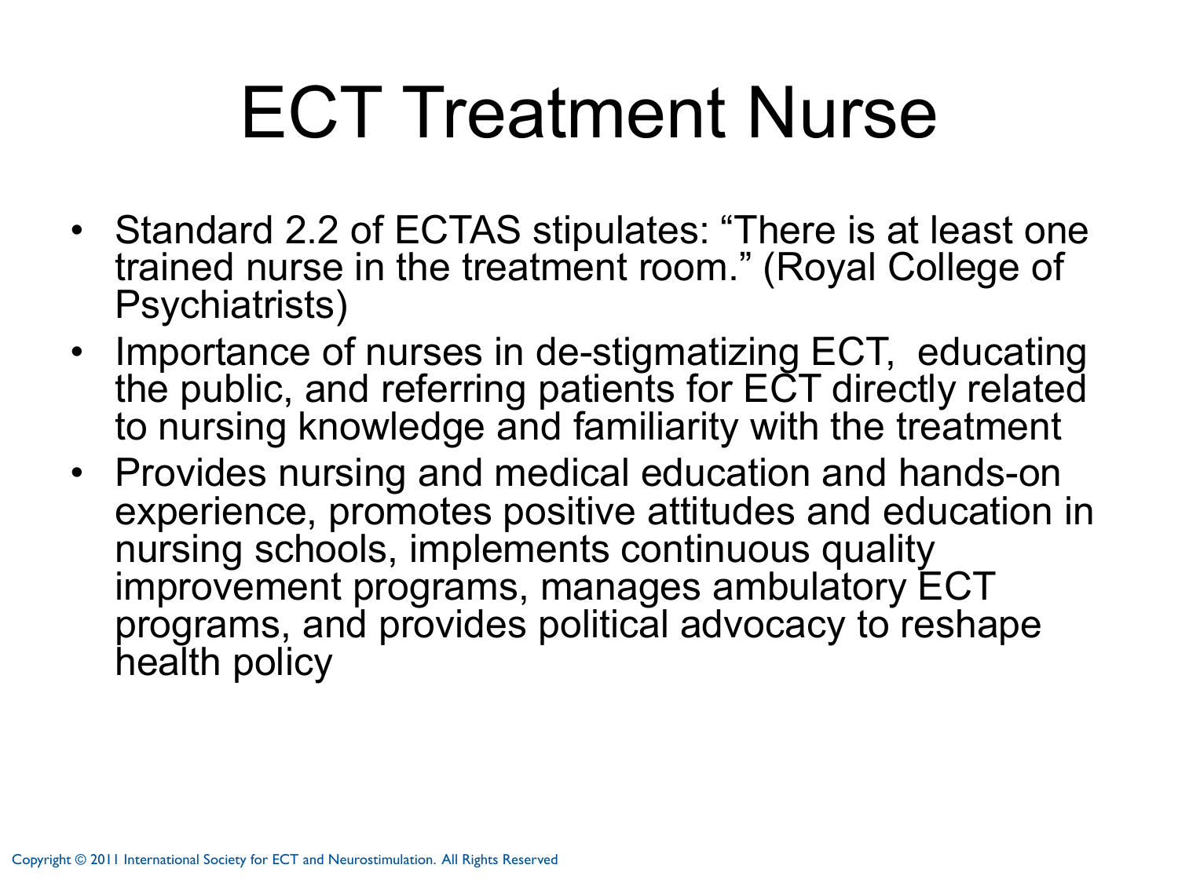# ECT Treatment Nurse

- Standard 2.2 of ECTAS stipulates: “There is at least one trained nurse in the treatment room.” (Royal College of Psychiatrists)
- Importance of nurses in de-stigmatizing ECT, educating the public, and referring patients for ECT directly related to nursing knowledge and familiarity with the treatment
- Provides nursing and medical education and hands-on experience, promotes positive attitudes and education in nursing schools, implements continuous quality improvement programs, manages ambulatory ECT programs, and provides political advocacy to reshape health policy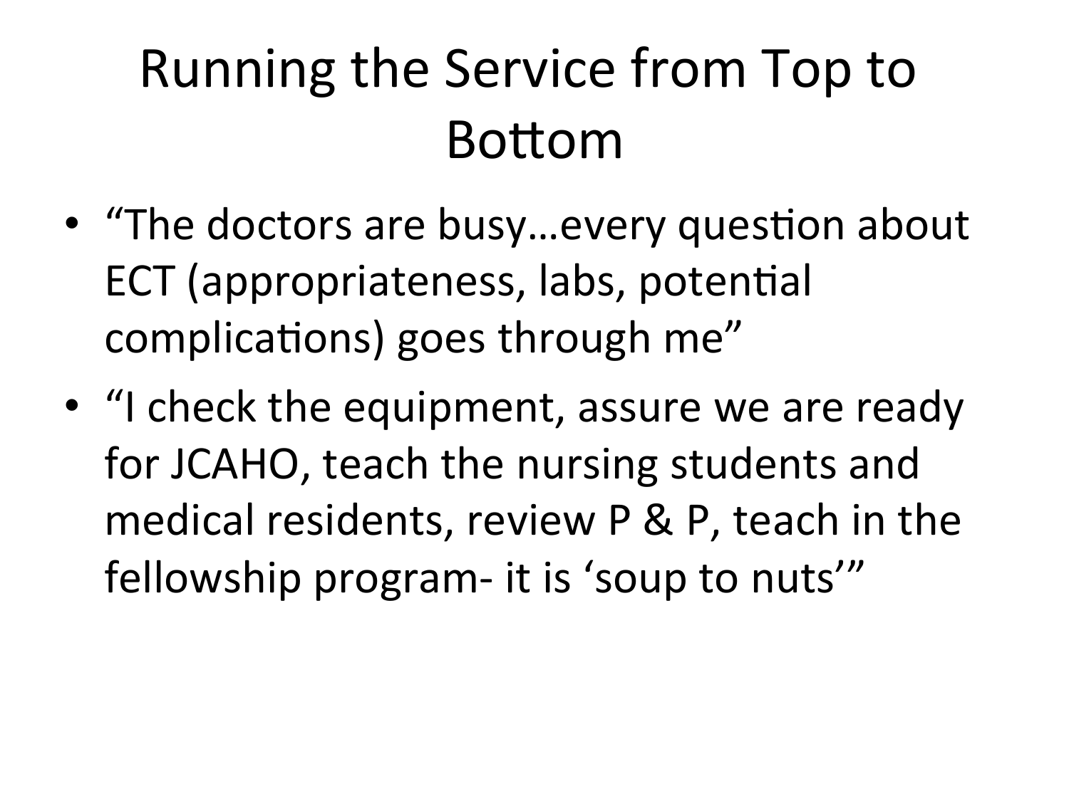# Running the Service from Top to Bottom

- "The doctors are busy…every question about ECT (appropriateness, labs, potential complications) goes through me"
- "I check the equipment, assure we are ready for JCAHO, teach the nursing students and medical residents, review P & P, teach in the fellowship program- it is 'soup to nuts'"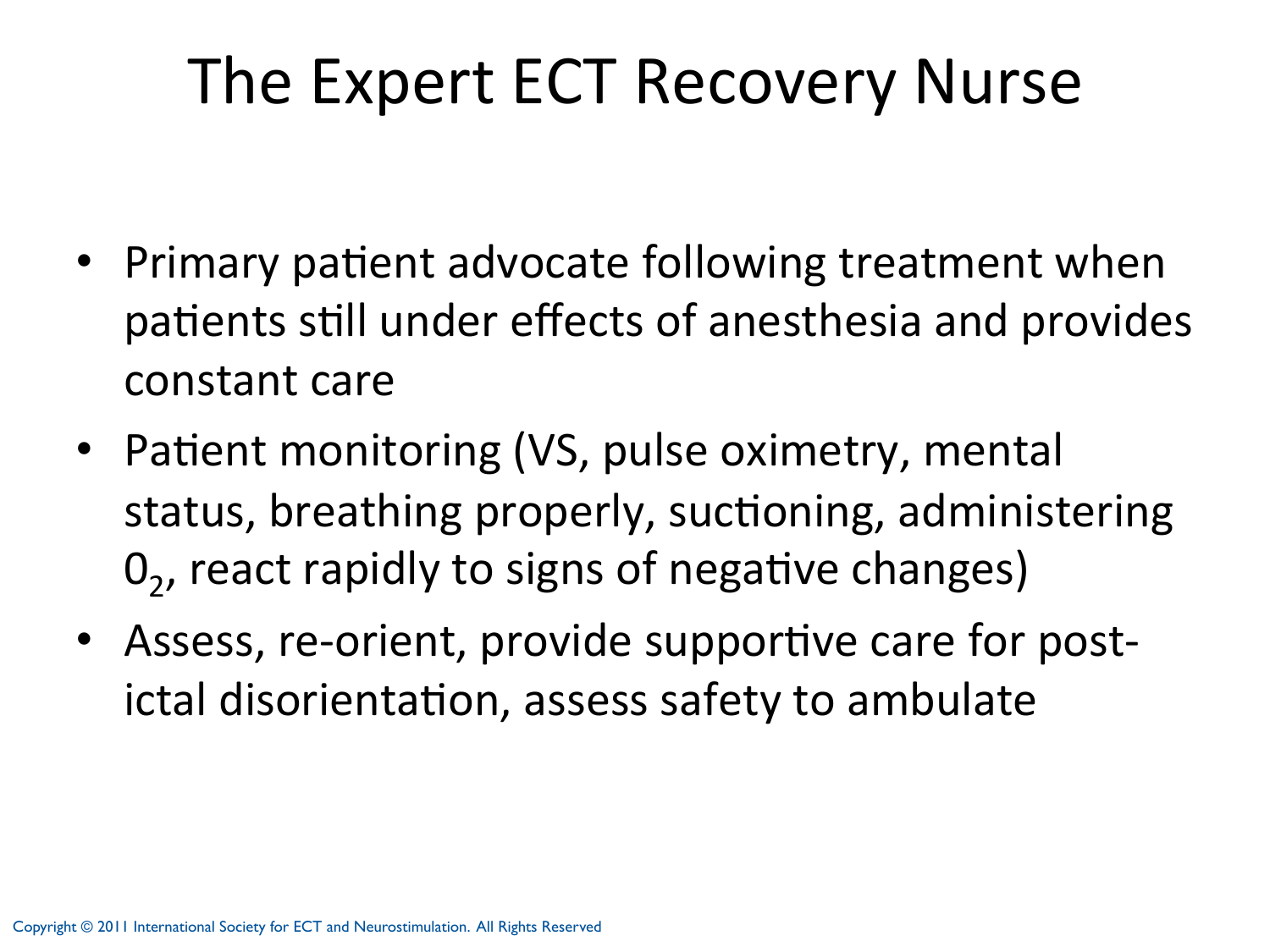# The Expert ECT Recovery Nurse

- Primary patient advocate following treatment when patients still under effects of anesthesia and provides constant care
- Patient monitoring (VS, pulse oximetry, mental status, breathing properly, suctioning, administering $0_2$, react rapidly to signs of negative changes)
- Assess, re-orient, provide supportive care for post-ictal disorientation, assess safety to ambulate

Copyright © 2011 International Society for ECT and Neurostimulation. All Rights Reserved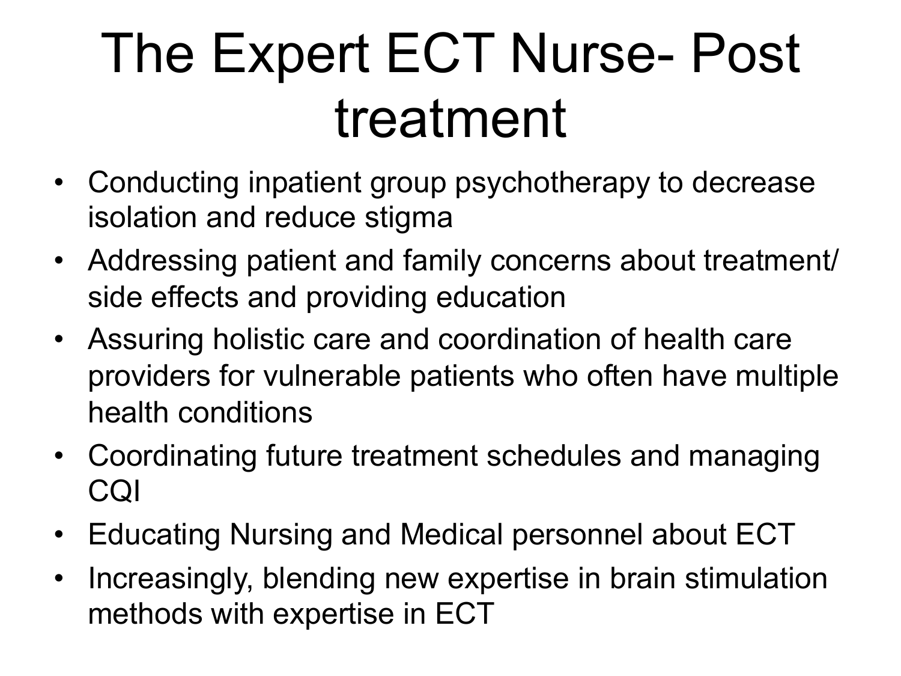# The Expert ECT Nurse- Post treatment

- Conducting inpatient group psychotherapy to decrease isolation and reduce stigma
- Addressing patient and family concerns about treatment/ side effects and providing education
- Assuring holistic care and coordination of health care providers for vulnerable patients who often have multiple health conditions
- Coordinating future treatment schedules and managing CQI
- Educating Nursing and Medical personnel about ECT
- Increasingly, blending new expertise in brain stimulation methods with expertise in ECT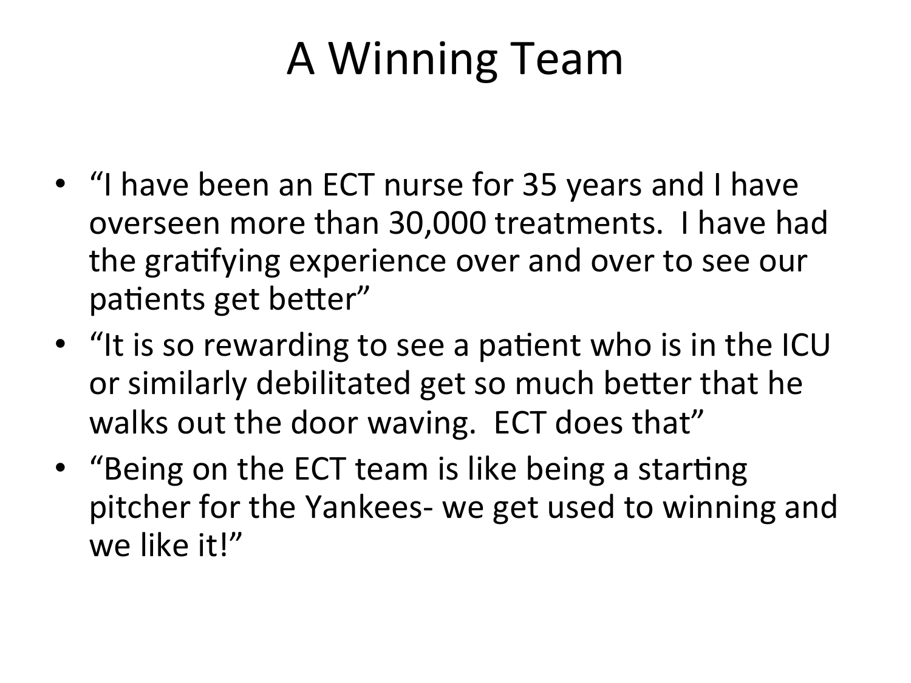# A Winning Team

- "I have been an ECT nurse for 35 years and I have overseen more than 30,000 treatments. I have had the gratifying experience over and over to see our patients get better"
- "It is so rewarding to see a patient who is in the ICU or similarly debilitated get so much better that he walks out the door waving. ECT does that"
- "Being on the ECT team is like being a starting pitcher for the Yankees- we get used to winning and we like it!"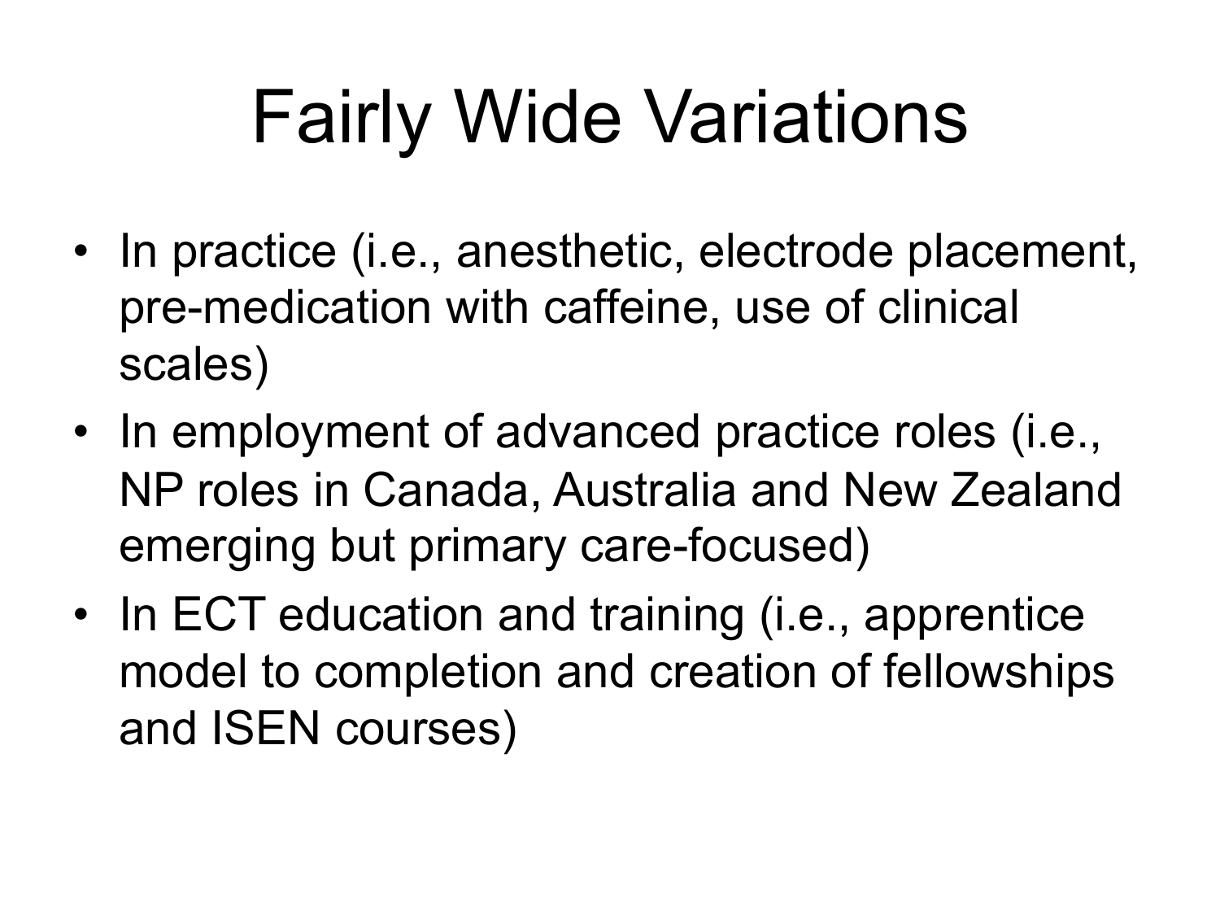# Fairly Wide Variations

- In practice (i.e., anesthetic, electrode placement, pre-medication with caffeine, use of clinical scales)
- In employment of advanced practice roles (i.e., NP roles in Canada, Australia and New Zealand emerging but primary care-focused)
- In ECT education and training (i.e., apprentice model to completion and creation of fellowships and ISEN courses)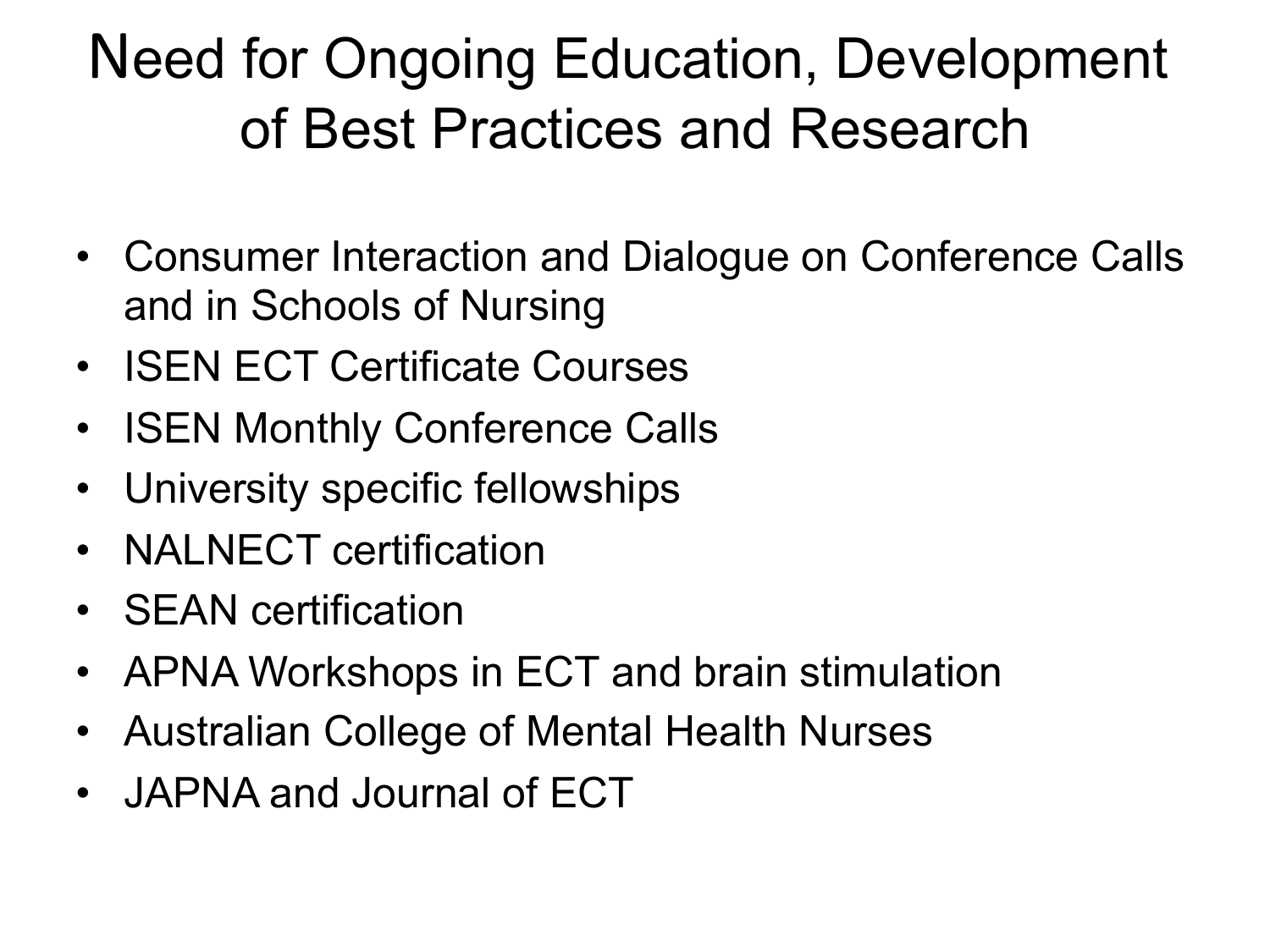# Need for Ongoing Education, Development of Best Practices and Research

- Consumer Interaction and Dialogue on Conference Calls and in Schools of Nursing
- ISEN ECT Certificate Courses
- ISEN Monthly Conference Calls
- University specific fellowships
- NALNECT certification
- SEAN certification
- APNA Workshops in ECT and brain stimulation
- Australian College of Mental Health Nurses
- JAPNA and Journal of ECT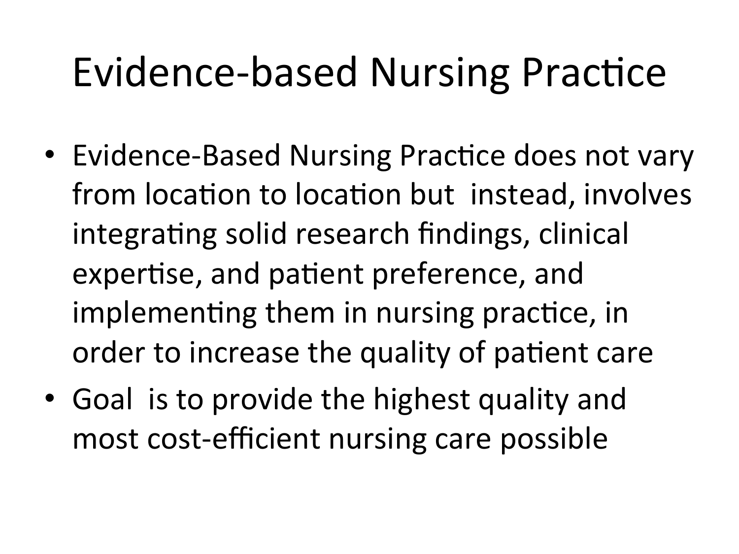# Evidence-based Nursing Practice

- Evidence-Based Nursing Practice does not vary from location to location but instead, involves integrating solid research findings, clinical expertise, and patient preference, and implementing them in nursing practice, in order to increase the quality of patient care
- Goal is to provide the highest quality and most cost-efficient nursing care possible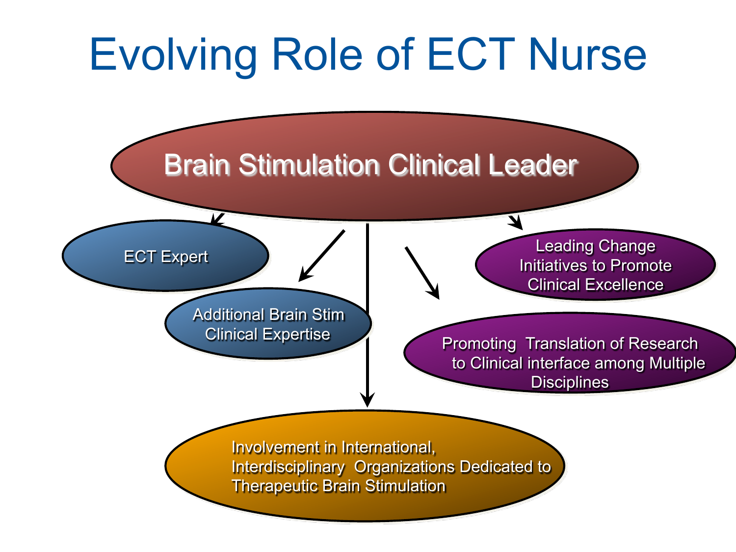# Evolving Role of ECT Nurse

**Brain Stimulation Clinical Leader**

- ECT Expert
- Additional Brain Stim Clinical Expertise
- Involvement in International, Interdisciplinary Organizations Dedicated to Therapeutic Brain Stimulation
- Promoting Translation of Research to Clinical interface among Multiple Disciplines
- Leading Change Initiatives to Promote Clinical Excellence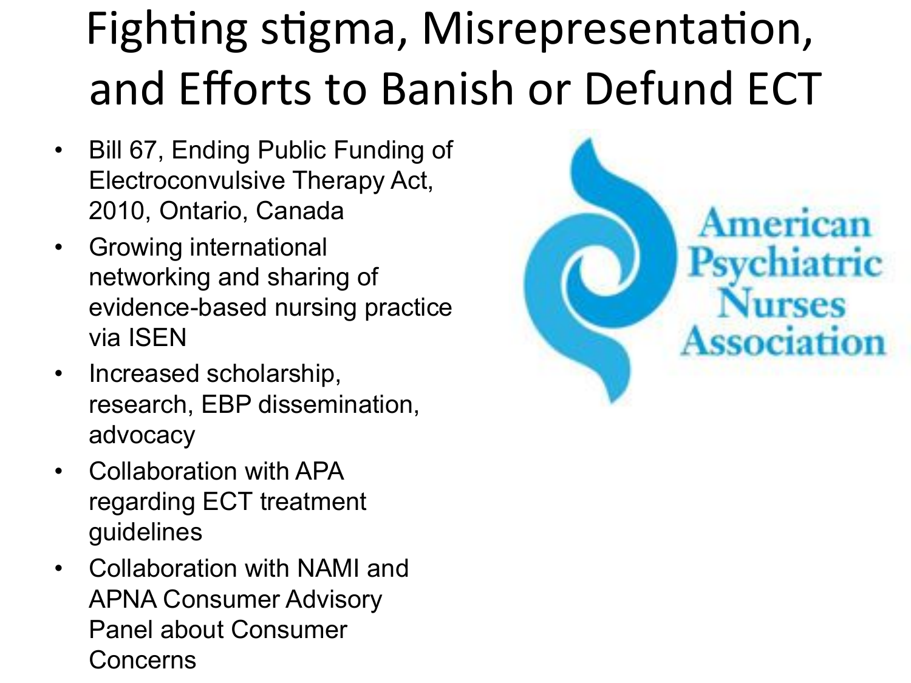# Fighting stigma, Misrepresentation, and Efforts to Banish or Defund ECT

- Bill 67, Ending Public Funding of Electroconvulsive Therapy Act, 2010, Ontario, Canada
- Growing international networking and sharing of evidence-based nursing practice via ISEN
- Increased scholarship, research, EBP dissemination, advocacy
- Collaboration with APA regarding ECT treatment guidelines
- Collaboration with NAMI and APNA Consumer Advisory Panel about Consumer Concerns

American Psychiatric Nurses Association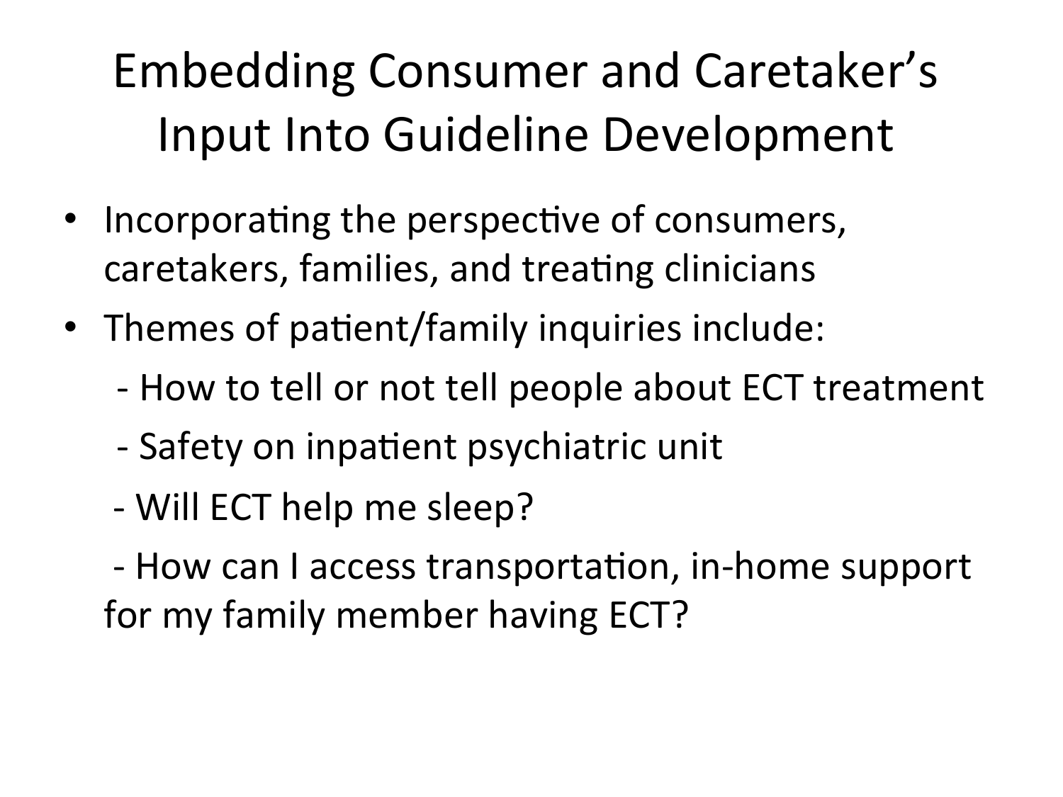# Embedding Consumer and Caretaker's Input Into Guideline Development

- Incorporating the perspective of consumers, caretakers, families, and treating clinicians
- Themes of patient/family inquiries include:
  - How to tell or not tell people about ECT treatment
  - Safety on inpatient psychiatric unit
  - Will ECT help me sleep?
  - How can I access transportation, in-home support for my family member having ECT?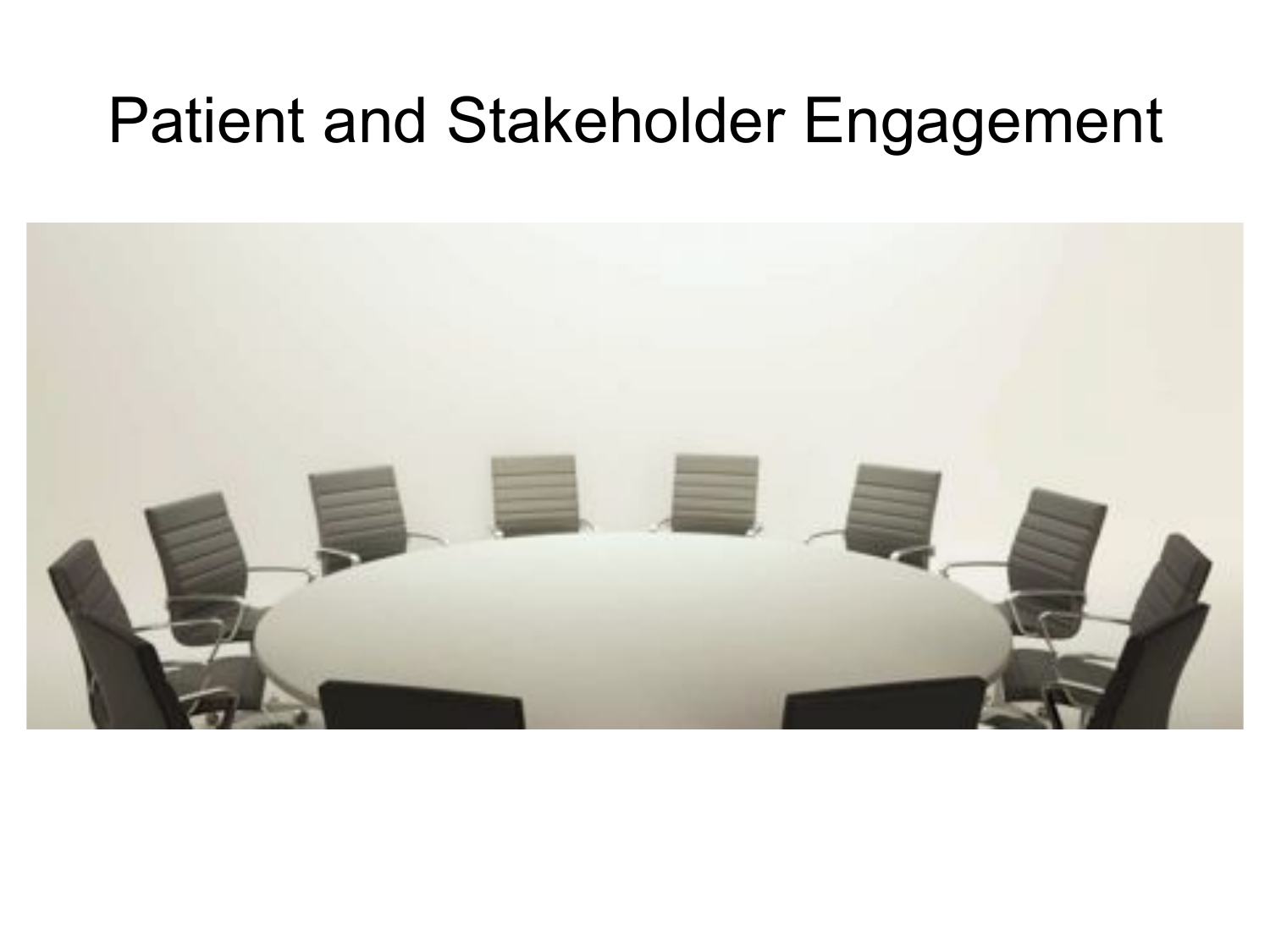# Patient and Stakeholder Engagement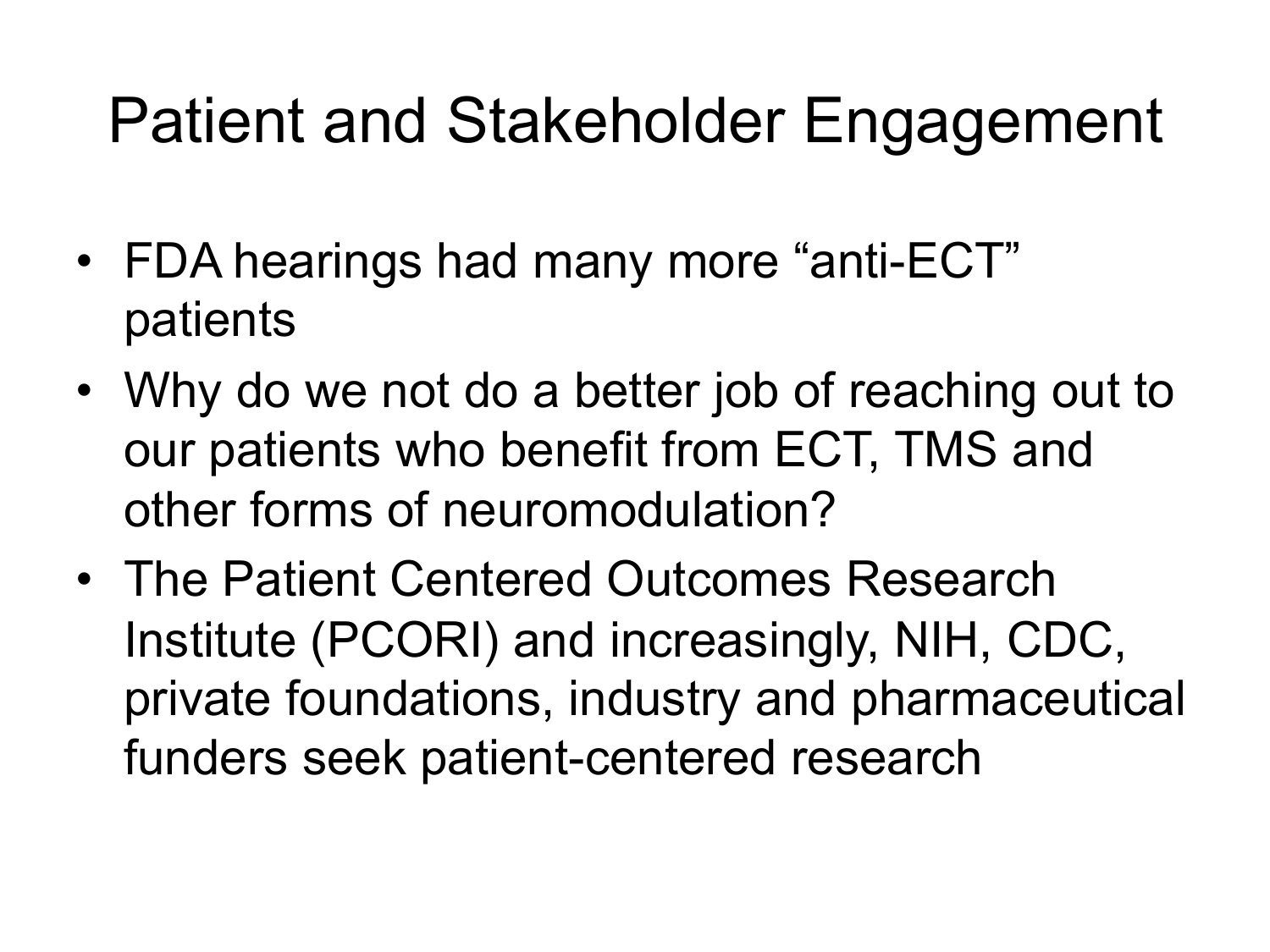# Patient and Stakeholder Engagement

- FDA hearings had many more “anti-ECT” patients
- Why do we not do a better job of reaching out to our patients who benefit from ECT, TMS and other forms of neuromodulation?
- The Patient Centered Outcomes Research Institute (PCORI) and increasingly, NIH, CDC, private foundations, industry and pharmaceutical funders seek patient-centered research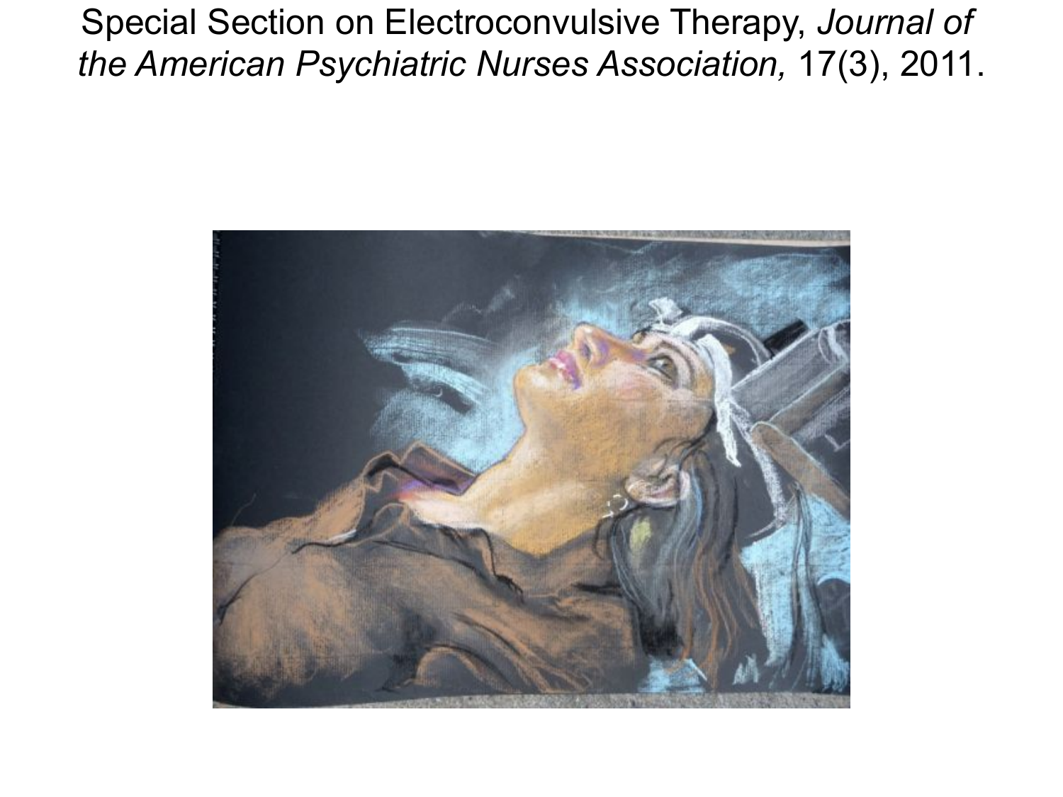Special Section on Electroconvulsive Therapy, *Journal of the American Psychiatric Nurses Association,* 17(3), 2011.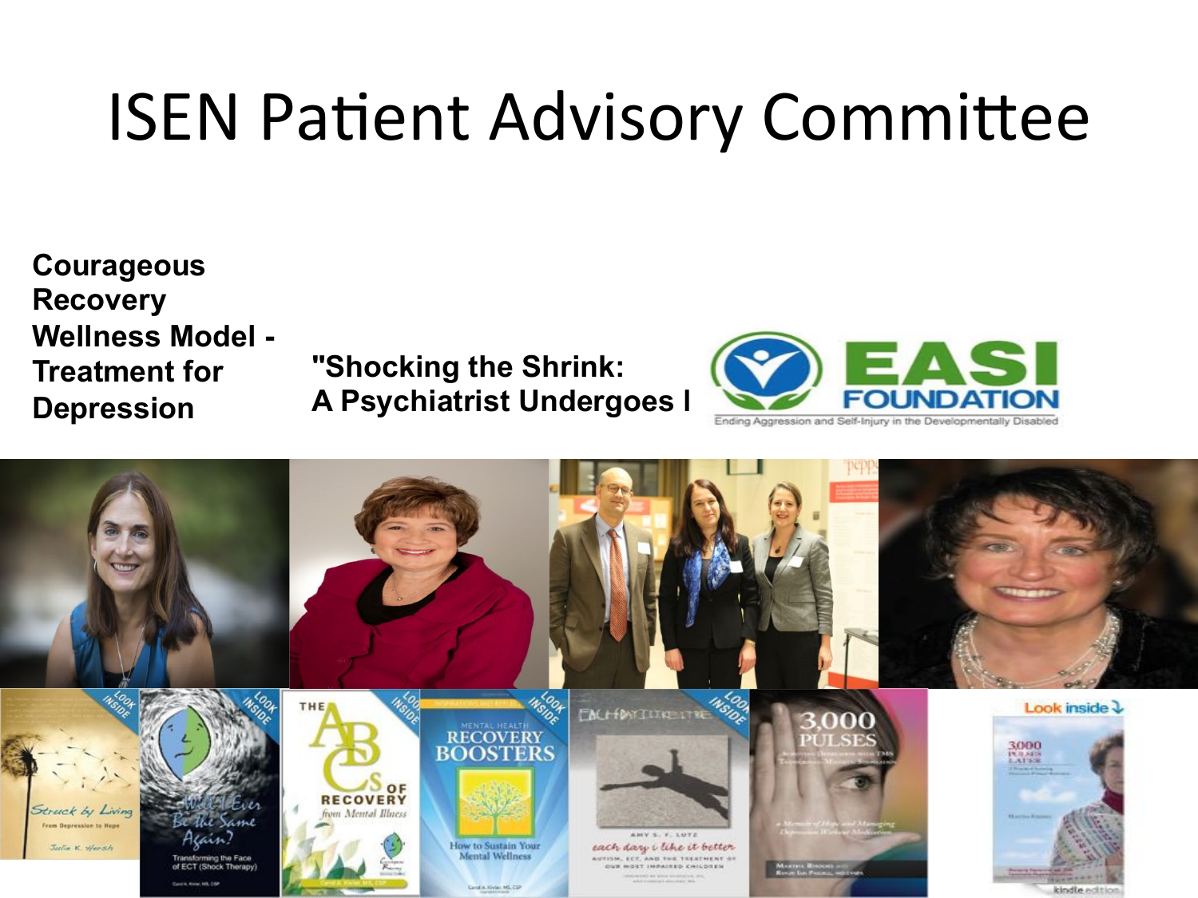# ISEN Patient Advisory Committee

**Courageous Recovery Wellness Model - Treatment for Depression**

**"Shocking the Shrink: A Psychiatrist Undergoes I**

EASI FOUNDATION

Ending Aggression and Self-Injury in the Developmentally Disabled